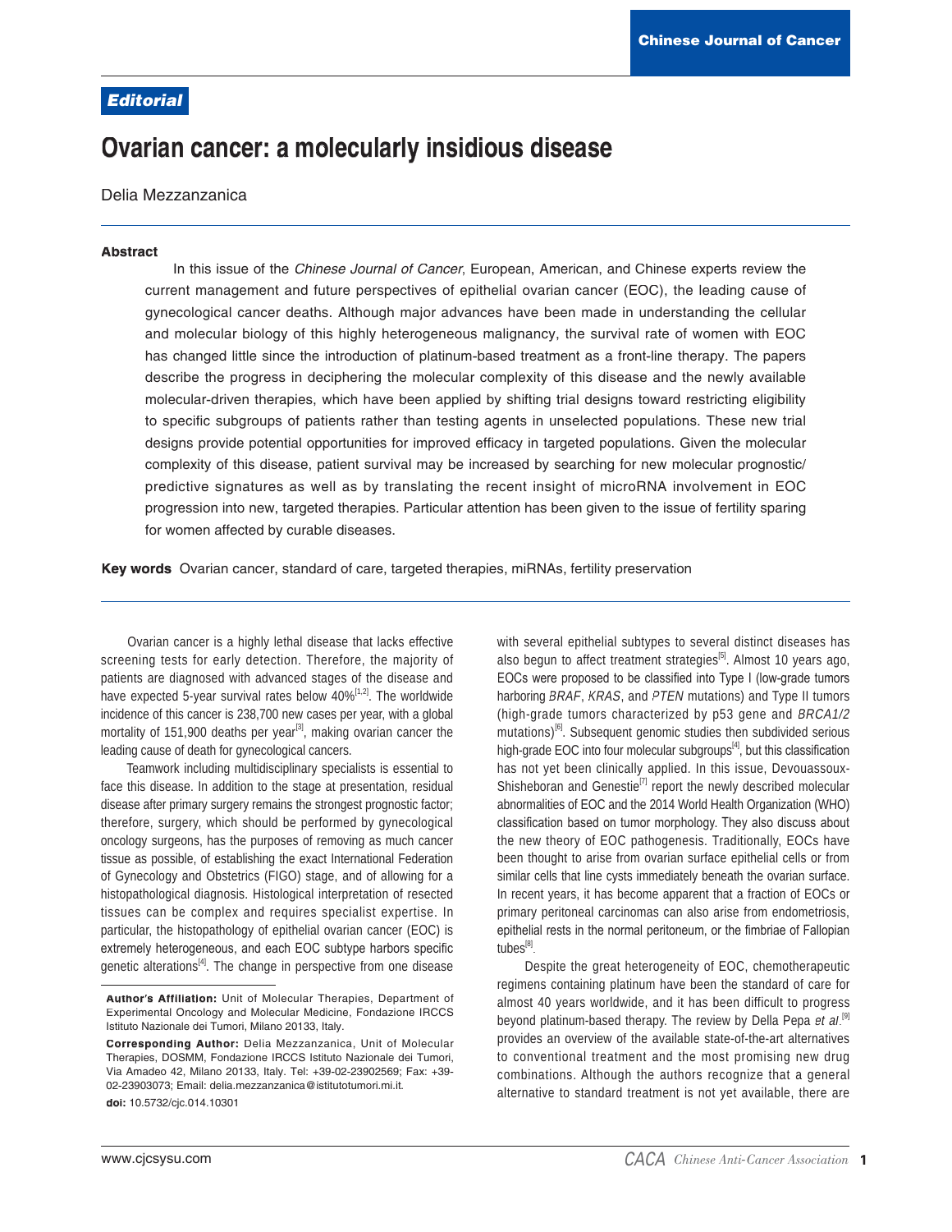**Editorial**

# Ovarian cancer: a molecularly insidious disease

Delia Mezzanzanica

**Abstract**

In this issue of the *Chinese Journal of Cancer*, European, American, and Chinese experts review the current management and future perspectives of epithelial ovarian cancer (EOC), the leading cause of gynecological cancer deaths. Although major advances have been made in understanding the cellular and molecular biology of this highly heterogeneous malignancy, the survival rate of women with EOC has changed little since the introduction of platinum-based treatment as a front-line therapy. The papers describe the progress in deciphering the molecular complexity of this disease and the newly available molecular-driven therapies, which have been applied by shifting trial designs toward restricting eligibility to specific subgroups of patients rather than testing agents in unselected populations. These new trial designs provide potential opportunities for improved efficacy in targeted populations. Given the molecular complexity of this disease, patient survival may be increased by searching for new molecular prognostic/predictive signatures as well as by translating the recent insight of microRNA involvement in EOC progression into new, targeted therapies. Particular attention has been given to the issue of fertility sparing for women affected by curable diseases.

**Key words** Ovarian cancer, standard of care, targeted therapies, miRNAs, fertility preservation

Ovarian cancer is a highly lethal disease that lacks effective screening tests for early detection. Therefore, the majority of patients are diagnosed with advanced stages of the disease and have expected 5-year survival rates below 40%[1,2]. The worldwide incidence of this cancer is 238,700 new cases per year, with a global mortality of 151,900 deaths per year[3], making ovarian cancer the leading cause of death for gynecological cancers.

Teamwork including multidisciplinary specialists is essential to face this disease. In addition to the stage at presentation, residual disease after primary surgery remains the strongest prognostic factor; therefore, surgery, which should be performed by gynecological oncology surgeons, has the purposes of removing as much cancer tissue as possible, of establishing the exact International Federation of Gynecology and Obstetrics (FIGO) stage, and of allowing for a histopathological diagnosis. Histological interpretation of resected tissues can be complex and requires specialist expertise. In particular, the histopathology of epithelial ovarian cancer (EOC) is extremely heterogeneous, and each EOC subtype harbors specific genetic alterations[4]. The change in perspective from one disease with several epithelial subtypes to several distinct diseases has also begun to affect treatment strategies[5]. Almost 10 years ago, EOCs were proposed to be classified into Type I (low-grade tumors harboring *BRAF*, *KRAS*, and *PTEN* mutations) and Type II tumors (high-grade tumors characterized by p53 gene and *BRCA1/2* mutations)[6]. Subsequent genomic studies then subdivided serious high-grade EOC into four molecular subgroups[4], but this classification has not yet been clinically applied. In this issue, Devouassoux-Shisheboran and Genestie[7] report the newly described molecular abnormalities of EOC and the 2014 World Health Organization (WHO) classification based on tumor morphology. They also discuss about the new theory of EOC pathogenesis. Traditionally, EOCs have been thought to arise from ovarian surface epithelial cells or from similar cells that line cysts immediately beneath the ovarian surface. In recent years, it has become apparent that a fraction of EOCs or primary peritoneal carcinomas can also arise from endometriosis, epithelial rests in the normal peritoneum, or the fimbriae of Fallopian tubes[8].

Despite the great heterogeneity of EOC, chemotherapeutic regimens containing platinum have been the standard of care for almost 40 years worldwide, and it has been difficult to progress beyond platinum-based therapy. The review by Della Pepa *et al*.[9] provides an overview of the available state-of-the-art alternatives to conventional treatment and the most promising new drug combinations. Although the authors recognize that a general alternative to standard treatment is not yet available, there are

**Author's Affiliation:** Unit of Molecular Therapies, Department of Experimental Oncology and Molecular Medicine, Fondazione IRCCS Istituto Nazionale dei Tumori, Milano 20133, Italy.

**Corresponding Author:** Delia Mezzanzanica, Unit of Molecular Therapies, DOSMM, Fondazione IRCCS Istituto Nazionale dei Tumori, Via Amadeo 42, Milano 20133, Italy. Tel: +39-02-23902569; Fax: +39-02-23903073; Email: delia.mezzanzanica@istitutotumori.mi.it.

**doi:** 10.5732/cjc.014.10301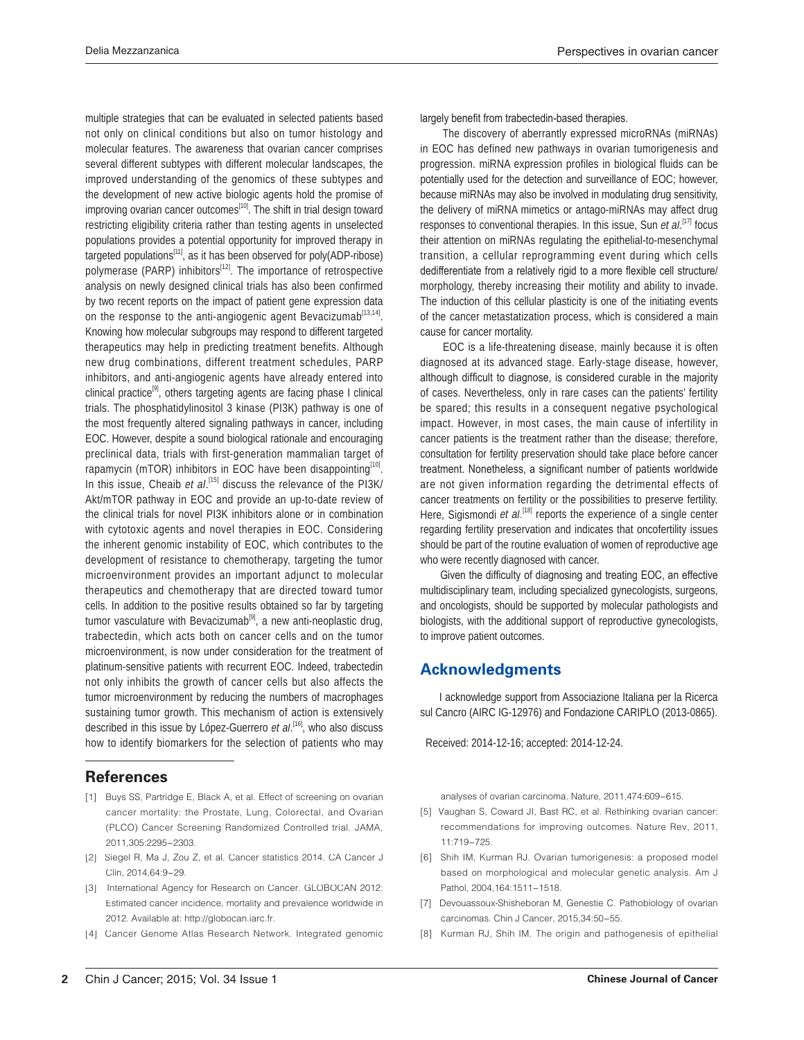multiple strategies that can be evaluated in selected patients based not only on clinical conditions but also on tumor histology and molecular features. The awareness that ovarian cancer comprises several different subtypes with different molecular landscapes, the improved understanding of the genomics of these subtypes and the development of new active biologic agents hold the promise of improving ovarian cancer outcomes[10]. The shift in trial design toward restricting eligibility criteria rather than testing agents in unselected populations provides a potential opportunity for improved therapy in targeted populations[11], as it has been observed for poly(ADP-ribose) polymerase (PARP) inhibitors[12]. The importance of retrospective analysis on newly designed clinical trials has also been confirmed by two recent reports on the impact of patient gene expression data on the response to the anti-angiogenic agent Bevacizumab[13,14]. Knowing how molecular subgroups may respond to different targeted therapeutics may help in predicting treatment benefits. Although new drug combinations, different treatment schedules, PARP inhibitors, and anti-angiogenic agents have already entered into clinical practice[9], others targeting agents are facing phase I clinical trials. The phosphatidylinositol 3 kinase (PI3K) pathway is one of the most frequently altered signaling pathways in cancer, including EOC. However, despite a sound biological rationale and encouraging preclinical data, trials with first-generation mammalian target of rapamycin (mTOR) inhibitors in EOC have been disappointing[10]. In this issue, Cheaib *et al*.[15] discuss the relevance of the PI3K/Akt/mTOR pathway in EOC and provide an up-to-date review of the clinical trials for novel PI3K inhibitors alone or in combination with cytotoxic agents and novel therapies in EOC. Considering the inherent genomic instability of EOC, which contributes to the development of resistance to chemotherapy, targeting the tumor microenvironment provides an important adjunct to molecular therapeutics and chemotherapy that are directed toward tumor cells. In addition to the positive results obtained so far by targeting tumor vasculature with Bevacizumab[9], a new anti-neoplastic drug, trabectedin, which acts both on cancer cells and on the tumor microenvironment, is now under consideration for the treatment of platinum-sensitive patients with recurrent EOC. Indeed, trabectedin not only inhibits the growth of cancer cells but also affects the tumor microenvironment by reducing the numbers of macrophages sustaining tumor growth. This mechanism of action is extensively described in this issue by López-Guerrero *et al*.[16], who also discuss how to identify biomarkers for the selection of patients who may largely benefit from trabectedin-based therapies.

The discovery of aberrantly expressed microRNAs (miRNAs) in EOC has defined new pathways in ovarian tumorigenesis and progression. miRNA expression profiles in biological fluids can be potentially used for the detection and surveillance of EOC; however, because miRNAs may also be involved in modulating drug sensitivity, the delivery of miRNA mimetics or antago-miRNAs may affect drug responses to conventional therapies. In this issue, Sun *et al*.[17] focus their attention on miRNAs regulating the epithelial-to-mesenchymal transition, a cellular reprogramming event during which cells dedifferentiate from a relatively rigid to a more flexible cell structure/morphology, thereby increasing their motility and ability to invade. The induction of this cellular plasticity is one of the initiating events of the cancer metastatization process, which is considered a main cause for cancer mortality.

EOC is a life-threatening disease, mainly because it is often diagnosed at its advanced stage. Early-stage disease, however, although difficult to diagnose, is considered curable in the majority of cases. Nevertheless, only in rare cases can the patients' fertility be spared; this results in a consequent negative psychological impact. However, in most cases, the main cause of infertility in cancer patients is the treatment rather than the disease; therefore, consultation for fertility preservation should take place before cancer treatment. Nonetheless, a significant number of patients worldwide are not given information regarding the detrimental effects of cancer treatments on fertility or the possibilities to preserve fertility. Here, Sigismondi *et al*.[18] reports the experience of a single center regarding fertility preservation and indicates that oncofertility issues should be part of the routine evaluation of women of reproductive age who were recently diagnosed with cancer.

Given the difficulty of diagnosing and treating EOC, an effective multidisciplinary team, including specialized gynecologists, surgeons, and oncologists, should be supported by molecular pathologists and biologists, with the additional support of reproductive gynecologists, to improve patient outcomes.

## Acknowledgments

I acknowledge support from Associazione Italiana per la Ricerca sul Cancro (AIRC IG-12976) and Fondazione CARIPLO (2013-0865).

Received: 2014-12-16; accepted: 2014-12-24.

## References

[1] Buys SS, Partridge E, Black A, et al. Effect of screening on ovarian cancer mortality: the Prostate, Lung, Colorectal, and Ovarian (PLCO) Cancer Screening Randomized Controlled trial. JAMA, 2011,305:2295–2303.

[2] Siegel R, Ma J, Zou Z, et al. Cancer statistics 2014. CA Cancer J Clin, 2014,64:9–29.

[3] International Agency for Research on Cancer. GLOBOCAN 2012: Estimated cancer incidence, mortality and prevalence worldwide in 2012. Available at: http://globocan.iarc.fr.

[4] Cancer Genome Atlas Research Network. Integrated genomic analyses of ovarian carcinoma. Nature, 2011,474:609–615.

[5] Vaughan S, Coward JI, Bast RC, et al. Rethinking ovarian cancer: recommendations for improving outcomes. Nature Rev, 2011, 11:719–725.

[6] Shih IM, Kurman RJ. Ovarian tumorigenesis: a proposed model based on morphological and molecular genetic analysis. Am J Pathol, 2004,164:1511–1518.

[7] Devouassoux-Shisheboran M, Genestie C. Pathobiology of ovarian carcinomas. Chin J Cancer, 2015,34:50–55.

[8] Kurman RJ, Shih IM. The origin and pathogenesis of epithelial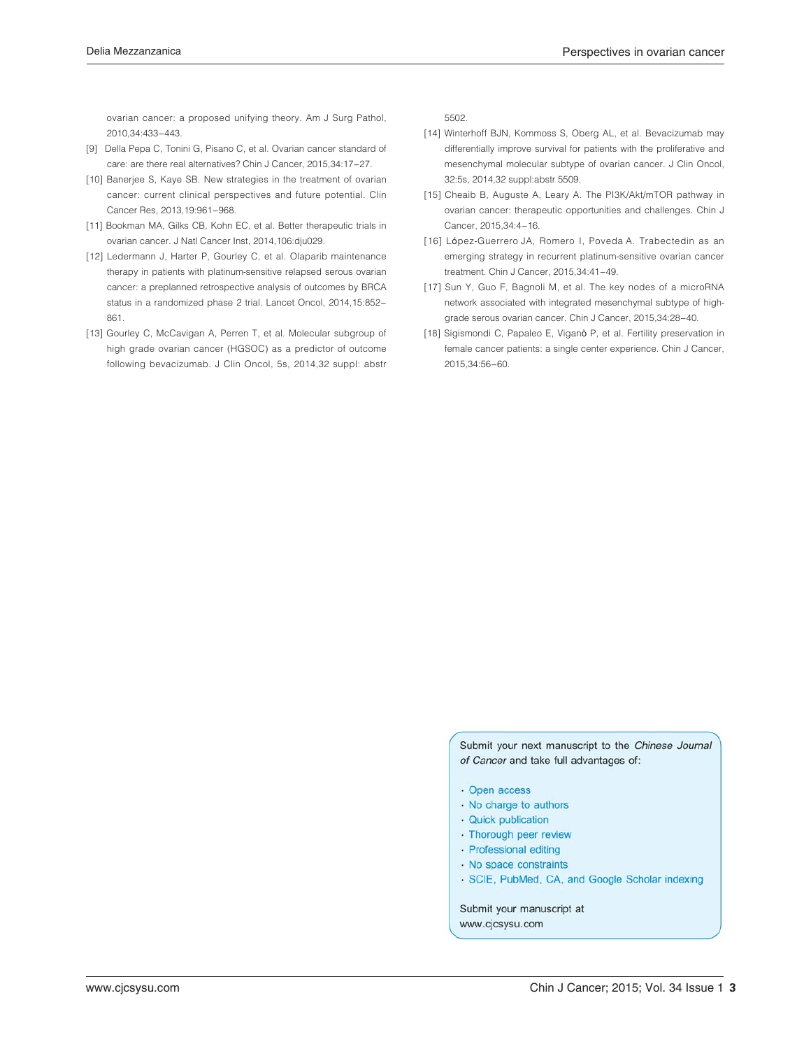ovarian cancer: a proposed unifying theory. Am J Surg Pathol, 2010,34:433–443.

[9] Della Pepa C, Tonini G, Pisano C, et al. Ovarian cancer standard of care: are there real alternatives? Chin J Cancer, 2015,34:17–27.

[10] Banerjee S, Kaye SB. New strategies in the treatment of ovarian cancer: current clinical perspectives and future potential. Clin Cancer Res, 2013,19:961–968.

[11] Bookman MA, Gilks CB, Kohn EC, et al. Better therapeutic trials in ovarian cancer. J Natl Cancer Inst, 2014,106:dju029.

[12] Ledermann J, Harter P, Gourley C, et al. Olaparib maintenance therapy in patients with platinum-sensitive relapsed serous ovarian cancer: a preplanned retrospective analysis of outcomes by BRCA status in a randomized phase 2 trial. Lancet Oncol, 2014,15:852–861.

[13] Gourley C, McCavigan A, Perren T, et al. Molecular subgroup of high grade ovarian cancer (HGSOC) as a predictor of outcome following bevacizumab. J Clin Oncol, 5s, 2014,32 suppl: abstr 5502.

[14] Winterhoff BJN, Kommoss S, Oberg AL, et al. Bevacizumab may differentially improve survival for patients with the proliferative and mesenchymal molecular subtype of ovarian cancer. J Clin Oncol, 32:5s, 2014,32 suppl:abstr 5509.

[15] Cheaib B, Auguste A, Leary A. The PI3K/Akt/mTOR pathway in ovarian cancer: therapeutic opportunities and challenges. Chin J Cancer, 2015,34:4–16.

[16] López-Guerrero JA, Romero I, Poveda A. Trabectedin as an emerging strategy in recurrent platinum-sensitive ovarian cancer treatment. Chin J Cancer, 2015,34:41–49.

[17] Sun Y, Guo F, Bagnoli M, et al. The key nodes of a microRNA network associated with integrated mesenchymal subtype of high-grade serous ovarian cancer. Chin J Cancer, 2015,34:28–40.

[18] Sigismondi C, Papaleo E, Viganò P, et al. Fertility preservation in female cancer patients: a single center experience. Chin J Cancer, 2015,34:56–60.

Submit your next manuscript to the *Chinese Journal of Cancer* and take full advantages of:

- Open access
- No charge to authors
- Quick publication
- Thorough peer review
- Professional editing
- No space constraints
- SCIE, PubMed, CA, and Google Scholar indexing

Submit your manuscript at www.cjcsysu.com